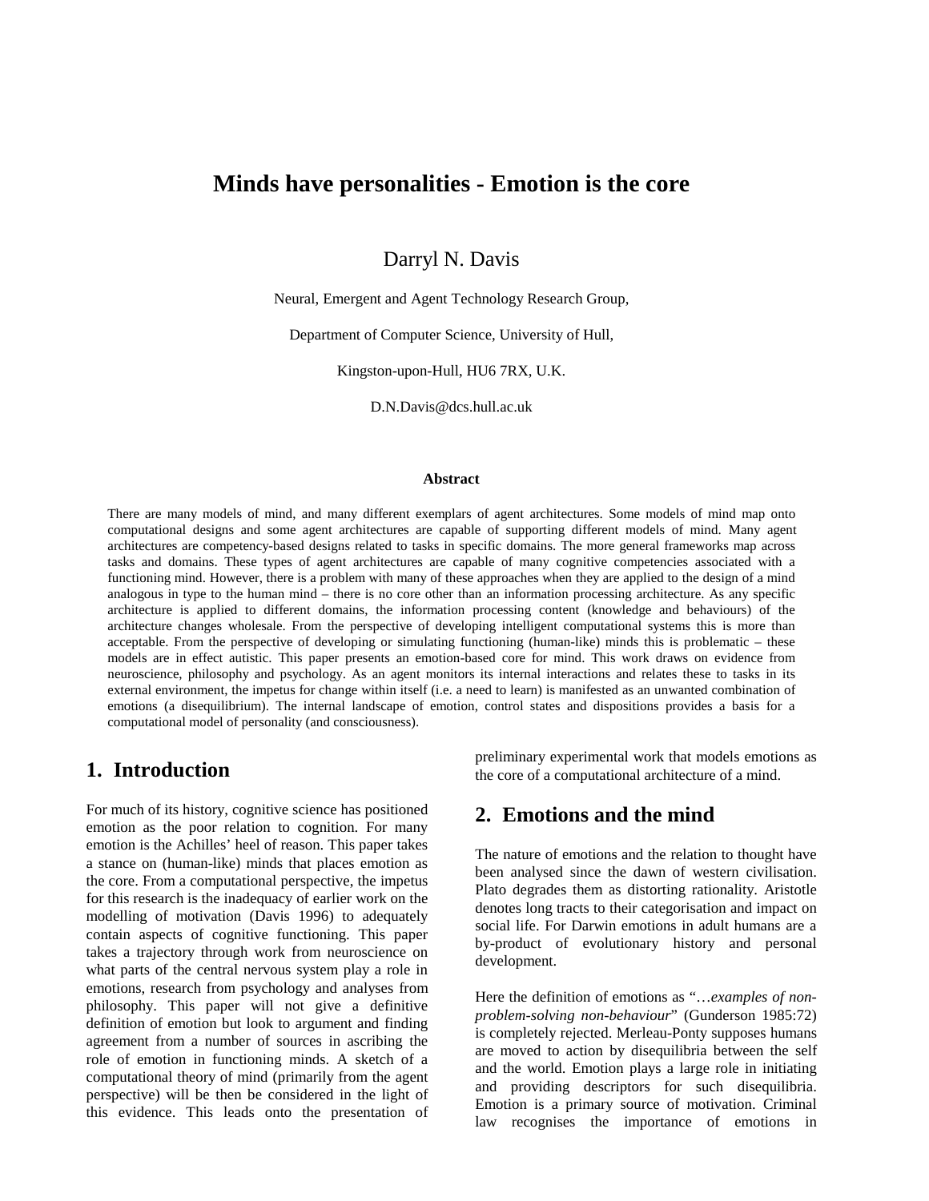# Minds have personalities - Emotion is the core

Darryl N. Davis

Neural, Emergent and Agent Technology Research Group,

Department of Computer Science, University of Hull,

Kingston-upon-Hull, HU6 7RX, U.K.

D.N.Davis@dcs.hull.ac.uk

### Abstract

There are many models of mind, and many different exemplars of agent architectures. Some models of mind map onto computational designs and some agent architectures are capable of supporting different models of mind. Many agent architectures are competency-based designs related to tasks in specific domains. The more general frameworks map across tasks and domains. These types of agent architectures are capable of many cognitive competencies associated with a functioning mind. However, there is a problem with many of these approaches when they are applied to the design of a mind analogous in type to the human mind – there is no core other than an information processing architecture. As any specific architecture is applied to different domains, the information processing content (knowledge and behaviours) of the architecture changes wholesale. From the perspective of developing intelligent computational systems this is more than acceptable. From the perspective of developing or simulating functioning (human-like) minds this is problematic – these models are in effect autistic. This paper presents an emotion-based core for mind. This work draws on evidence from neuroscience, philosophy and psychology. As an agent monitors its internal interactions and relates these to tasks in its external environment, the impetus for change within itself (i.e. a need to learn) is manifested as an unwanted combination of emotions (a disequilibrium). The internal landscape of emotion, control states and dispositions provides a basis for a computational model of personality (and consciousness).

## 1. Introduction

For much of its history, cognitive science has positioned emotion as the poor relation to cognition. For many emotion is the Achilles' heel of reason. This paper takes a stance on (human-like) minds that places emotion as the core. From a computational perspective, the impetus for this research is the inadequacy of earlier work on the modelling of motivation (Davis 1996) to adequately contain aspects of cognitive functioning. This paper takes a trajectory through work from neuroscience on what parts of the central nervous system play a role in emotions, research from psychology and analyses from philosophy. This paper will not give a definitive definition of emotion but look to argument and finding agreement from a number of sources in ascribing the role of emotion in functioning minds. A sketch of a computational theory of mind (primarily from the agent perspective) will be then be considered in the light of this evidence. This leads onto the presentation of preliminary experimental work that models emotions as the core of a computational architecture of a mind.

## 2. Emotions and the mind

The nature of emotions and the relation to thought have been analysed since the dawn of western civilisation. Plato degrades them as distorting rationality. Aristotle denotes long tracts to their categorisation and impact on social life. For Darwin emotions in adult humans are a by-product of evolutionary history and personal development.

Here the definition of emotions as "…*examples of non-problem-solving non-behaviour*" (Gunderson 1985:72) is completely rejected. Merleau-Ponty supposes humans are moved to action by disequilibria between the self and the world. Emotion plays a large role in initiating and providing descriptors for such disequilibria. Emotion is a primary source of motivation. Criminal law recognises the importance of emotions in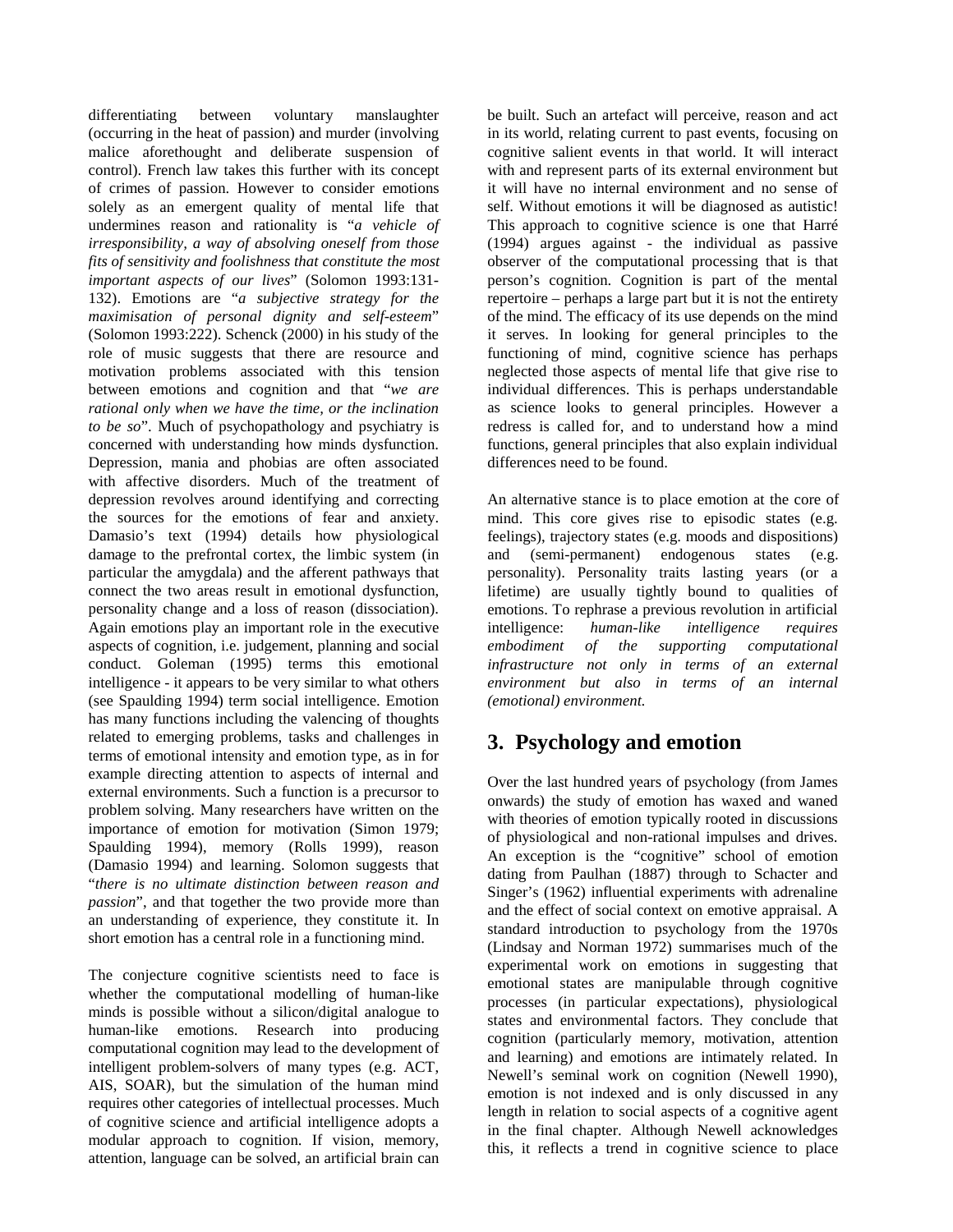differentiating between voluntary manslaughter (occurring in the heat of passion) and murder (involving malice aforethought and deliberate suspension of control). French law takes this further with its concept of crimes of passion. However to consider emotions solely as an emergent quality of mental life that undermines reason and rationality is "*a vehicle of irresponsibility, a way of absolving oneself from those fits of sensitivity and foolishness that constitute the most important aspects of our lives*" (Solomon 1993:131-132). Emotions are "*a subjective strategy for the maximisation of personal dignity and self-esteem*" (Solomon 1993:222). Schenck (2000) in his study of the role of music suggests that there are resource and motivation problems associated with this tension between emotions and cognition and that "*we are rational only when we have the time, or the inclination to be so*". Much of psychopathology and psychiatry is concerned with understanding how minds dysfunction. Depression, mania and phobias are often associated with affective disorders. Much of the treatment of depression revolves around identifying and correcting the sources for the emotions of fear and anxiety. Damasio's text (1994) details how physiological damage to the prefrontal cortex, the limbic system (in particular the amygdala) and the afferent pathways that connect the two areas result in emotional dysfunction, personality change and a loss of reason (dissociation). Again emotions play an important role in the executive aspects of cognition, i.e. judgement, planning and social conduct. Goleman (1995) terms this emotional intelligence - it appears to be very similar to what others (see Spaulding 1994) term social intelligence. Emotion has many functions including the valencing of thoughts related to emerging problems, tasks and challenges in terms of emotional intensity and emotion type, as in for example directing attention to aspects of internal and external environments. Such a function is a precursor to problem solving. Many researchers have written on the importance of emotion for motivation (Simon 1979; Spaulding 1994), memory (Rolls 1999), reason (Damasio 1994) and learning. Solomon suggests that "*there is no ultimate distinction between reason and passion*", and that together the two provide more than an understanding of experience, they constitute it. In short emotion has a central role in a functioning mind.

The conjecture cognitive scientists need to face is whether the computational modelling of human-like minds is possible without a silicon/digital analogue to human-like emotions. Research into producing computational cognition may lead to the development of intelligent problem-solvers of many types (e.g. ACT, AIS, SOAR), but the simulation of the human mind requires other categories of intellectual processes. Much of cognitive science and artificial intelligence adopts a modular approach to cognition. If vision, memory, attention, language can be solved, an artificial brain can be built. Such an artefact will perceive, reason and act in its world, relating current to past events, focusing on cognitive salient events in that world. It will interact with and represent parts of its external environment but it will have no internal environment and no sense of self. Without emotions it will be diagnosed as autistic! This approach to cognitive science is one that Harré (1994) argues against - the individual as passive observer of the computational processing that is that person's cognition. Cognition is part of the mental repertoire – perhaps a large part but it is not the entirety of the mind. The efficacy of its use depends on the mind it serves. In looking for general principles to the functioning of mind, cognitive science has perhaps neglected those aspects of mental life that give rise to individual differences. This is perhaps understandable as science looks to general principles. However a redress is called for, and to understand how a mind functions, general principles that also explain individual differences need to be found.

An alternative stance is to place emotion at the core of mind. This core gives rise to episodic states (e.g. feelings), trajectory states (e.g. moods and dispositions) and (semi-permanent) endogenous states (e.g. personality). Personality traits lasting years (or a lifetime) are usually tightly bound to qualities of emotions. To rephrase a previous revolution in artificial intelligence: *human-like intelligence requires embodiment of the supporting computational infrastructure not only in terms of an external environment but also in terms of an internal (emotional) environment.*

## 3. Psychology and emotion

Over the last hundred years of psychology (from James onwards) the study of emotion has waxed and waned with theories of emotion typically rooted in discussions of physiological and non-rational impulses and drives. An exception is the "cognitive" school of emotion dating from Paulhan (1887) through to Schacter and Singer's (1962) influential experiments with adrenaline and the effect of social context on emotive appraisal. A standard introduction to psychology from the 1970s (Lindsay and Norman 1972) summarises much of the experimental work on emotions in suggesting that emotional states are manipulable through cognitive processes (in particular expectations), physiological states and environmental factors. They conclude that cognition (particularly memory, motivation, attention and learning) and emotions are intimately related. In Newell's seminal work on cognition (Newell 1990), emotion is not indexed and is only discussed in any length in relation to social aspects of a cognitive agent in the final chapter. Although Newell acknowledges this, it reflects a trend in cognitive science to place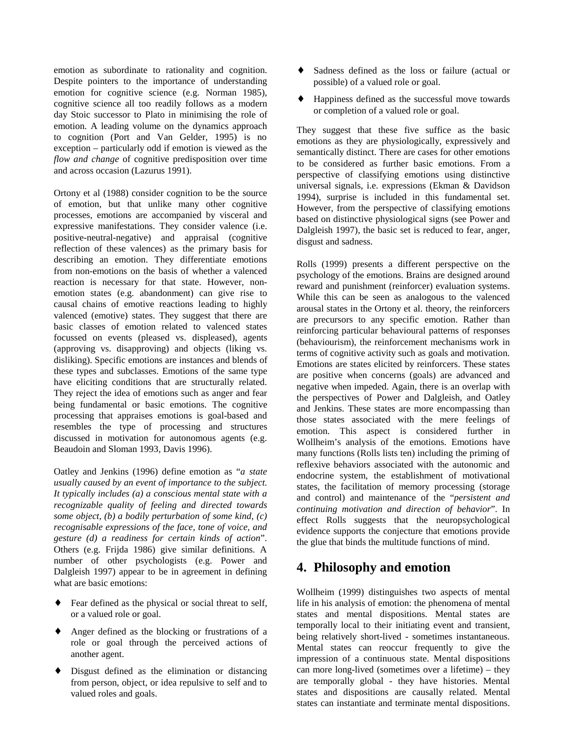emotion as subordinate to rationality and cognition. Despite pointers to the importance of understanding emotion for cognitive science (e.g. Norman 1985), cognitive science all too readily follows as a modern day Stoic successor to Plato in minimising the role of emotion. A leading volume on the dynamics approach to cognition (Port and Van Gelder, 1995) is no exception – particularly odd if emotion is viewed as the *flow and change* of cognitive predisposition over time and across occasion (Lazurus 1991).

Ortony et al (1988) consider cognition to be the source of emotion, but that unlike many other cognitive processes, emotions are accompanied by visceral and expressive manifestations. They consider valence (i.e. positive-neutral-negative) and appraisal (cognitive reflection of these valences) as the primary basis for describing an emotion. They differentiate emotions from non-emotions on the basis of whether a valenced reaction is necessary for that state. However, non-emotion states (e.g. abandonment) can give rise to causal chains of emotive reactions leading to highly valenced (emotive) states. They suggest that there are basic classes of emotion related to valenced states focussed on events (pleased vs. displeased), agents (approving vs. disapproving) and objects (liking vs. disliking). Specific emotions are instances and blends of these types and subclasses. Emotions of the same type have eliciting conditions that are structurally related. They reject the idea of emotions such as anger and fear being fundamental or basic emotions. The cognitive processing that appraises emotions is goal-based and resembles the type of processing and structures discussed in motivation for autonomous agents (e.g. Beaudoin and Sloman 1993, Davis 1996).

Oatley and Jenkins (1996) define emotion as "*a state usually caused by an event of importance to the subject. It typically includes (a) a conscious mental state with a recognizable quality of feeling and directed towards some object, (b) a bodily perturbation of some kind, (c) recognisable expressions of the face, tone of voice, and gesture (d) a readiness for certain kinds of action*". Others (e.g. Frijda 1986) give similar definitions. A number of other psychologists (e.g. Power and Dalgleish 1997) appear to be in agreement in defining what are basic emotions:

- Fear defined as the physical or social threat to self, or a valued role or goal.
- Anger defined as the blocking or frustrations of a role or goal through the perceived actions of another agent.
- Disgust defined as the elimination or distancing from person, object, or idea repulsive to self and to valued roles and goals.
- Sadness defined as the loss or failure (actual or possible) of a valued role or goal.
- Happiness defined as the successful move towards or completion of a valued role or goal.

They suggest that these five suffice as the basic emotions as they are physiologically, expressively and semantically distinct. There are cases for other emotions to be considered as further basic emotions. From a perspective of classifying emotions using distinctive universal signals, i.e. expressions (Ekman & Davidson 1994), surprise is included in this fundamental set. However, from the perspective of classifying emotions based on distinctive physiological signs (see Power and Dalgleish 1997), the basic set is reduced to fear, anger, disgust and sadness.

Rolls (1999) presents a different perspective on the psychology of the emotions. Brains are designed around reward and punishment (reinforcer) evaluation systems. While this can be seen as analogous to the valenced arousal states in the Ortony et al. theory, the reinforcers are precursors to any specific emotion. Rather than reinforcing particular behavioural patterns of responses (behaviourism), the reinforcement mechanisms work in terms of cognitive activity such as goals and motivation. Emotions are states elicited by reinforcers. These states are positive when concerns (goals) are advanced and negative when impeded. Again, there is an overlap with the perspectives of Power and Dalgleish, and Oatley and Jenkins. These states are more encompassing than those states associated with the mere feelings of emotion. This aspect is considered further in Wollheim's analysis of the emotions. Emotions have many functions (Rolls lists ten) including the priming of reflexive behaviors associated with the autonomic and endocrine system, the establishment of motivational states, the facilitation of memory processing (storage and control) and maintenance of the "*persistent and continuing motivation and direction of behavior*". In effect Rolls suggests that the neuropsychological evidence supports the conjecture that emotions provide the glue that binds the multitude functions of mind.

## 4. Philosophy and emotion

Wollheim (1999) distinguishes two aspects of mental life in his analysis of emotion: the phenomena of mental states and mental dispositions. Mental states are temporally local to their initiating event and transient, being relatively short-lived - sometimes instantaneous. Mental states can reoccur frequently to give the impression of a continuous state. Mental dispositions can more long-lived (sometimes over a lifetime) – they are temporally global - they have histories. Mental states and dispositions are causally related. Mental states can instantiate and terminate mental dispositions.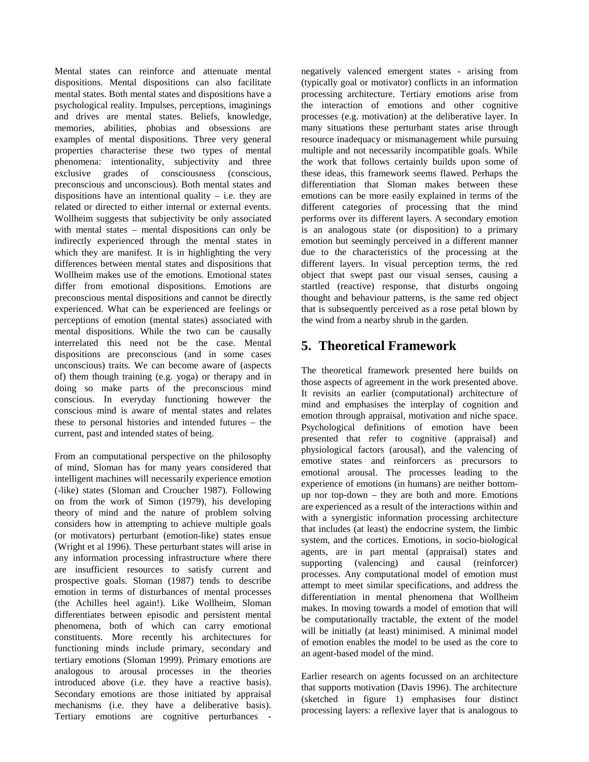Mental states can reinforce and attenuate mental dispositions. Mental dispositions can also facilitate mental states. Both mental states and dispositions have a psychological reality. Impulses, perceptions, imaginings and drives are mental states. Beliefs, knowledge, memories, abilities, phobias and obsessions are examples of mental dispositions. Three very general properties characterise these two types of mental phenomena: intentionality, subjectivity and three exclusive grades of consciousness (conscious, preconscious and unconscious). Both mental states and dispositions have an intentional quality – i.e. they are related or directed to either internal or external events. Wollheim suggests that subjectivity be only associated with mental states – mental dispositions can only be indirectly experienced through the mental states in which they are manifest. It is in highlighting the very differences between mental states and dispositions that Wollheim makes use of the emotions. Emotional states differ from emotional dispositions. Emotions are preconscious mental dispositions and cannot be directly experienced. What can be experienced are feelings or perceptions of emotion (mental states) associated with mental dispositions. While the two can be causally interrelated this need not be the case. Mental dispositions are preconscious (and in some cases unconscious) traits. We can become aware of (aspects of) them though training (e.g. yoga) or therapy and in doing so make parts of the preconscious mind conscious. In everyday functioning however the conscious mind is aware of mental states and relates these to personal histories and intended futures – the current, past and intended states of being.

From an computational perspective on the philosophy of mind, Sloman has for many years considered that intelligent machines will necessarily experience emotion (-like) states (Sloman and Croucher 1987). Following on from the work of Simon (1979), his developing theory of mind and the nature of problem solving considers how in attempting to achieve multiple goals (or motivators) perturbant (emotion-like) states ensue (Wright et al 1996). These perturbant states will arise in any information processing infrastructure where there are insufficient resources to satisfy current and prospective goals. Sloman (1987) tends to describe emotion in terms of disturbances of mental processes (the Achilles heel again!). Like Wollheim, Sloman differentiates between episodic and persistent mental phenomena, both of which can carry emotional constituents. More recently his architectures for functioning minds include primary, secondary and tertiary emotions (Sloman 1999). Primary emotions are analogous to arousal processes in the theories introduced above (i.e. they have a reactive basis). Secondary emotions are those initiated by appraisal mechanisms (i.e. they have a deliberative basis). Tertiary emotions are cognitive perturbances - negatively valenced emergent states - arising from (typically goal or motivator) conflicts in an information processing architecture. Tertiary emotions arise from the interaction of emotions and other cognitive processes (e.g. motivation) at the deliberative layer. In many situations these perturbant states arise through resource inadequacy or mismanagement while pursuing multiple and not necessarily incompatible goals. While the work that follows certainly builds upon some of these ideas, this framework seems flawed. Perhaps the differentiation that Sloman makes between these emotions can be more easily explained in terms of the different categories of processing that the mind performs over its different layers. A secondary emotion is an analogous state (or disposition) to a primary emotion but seemingly perceived in a different manner due to the characteristics of the processing at the different layers. In visual perception terms, the red object that swept past our visual senses, causing a startled (reactive) response, that disturbs ongoing thought and behaviour patterns, is the same red object that is subsequently perceived as a rose petal blown by the wind from a nearby shrub in the garden.

## 5. Theoretical Framework

The theoretical framework presented here builds on those aspects of agreement in the work presented above. It revisits an earlier (computational) architecture of mind and emphasises the interplay of cognition and emotion through appraisal, motivation and niche space. Psychological definitions of emotion have been presented that refer to cognitive (appraisal) and physiological factors (arousal), and the valencing of emotive states and reinforcers as precursors to emotional arousal. The processes leading to the experience of emotions (in humans) are neither bottom-up nor top-down – they are both and more. Emotions are experienced as a result of the interactions within and with a synergistic information processing architecture that includes (at least) the endocrine system, the limbic system, and the cortices. Emotions, in socio-biological agents, are in part mental (appraisal) states and supporting (valencing) and causal (reinforcer) processes. Any computational model of emotion must attempt to meet similar specifications, and address the differentiation in mental phenomena that Wollheim makes. In moving towards a model of emotion that will be computationally tractable, the extent of the model will be initially (at least) minimised. A minimal model of emotion enables the model to be used as the core to an agent-based model of the mind.

Earlier research on agents focussed on an architecture that supports motivation (Davis 1996). The architecture (sketched in figure 1) emphasises four distinct processing layers: a reflexive layer that is analogous to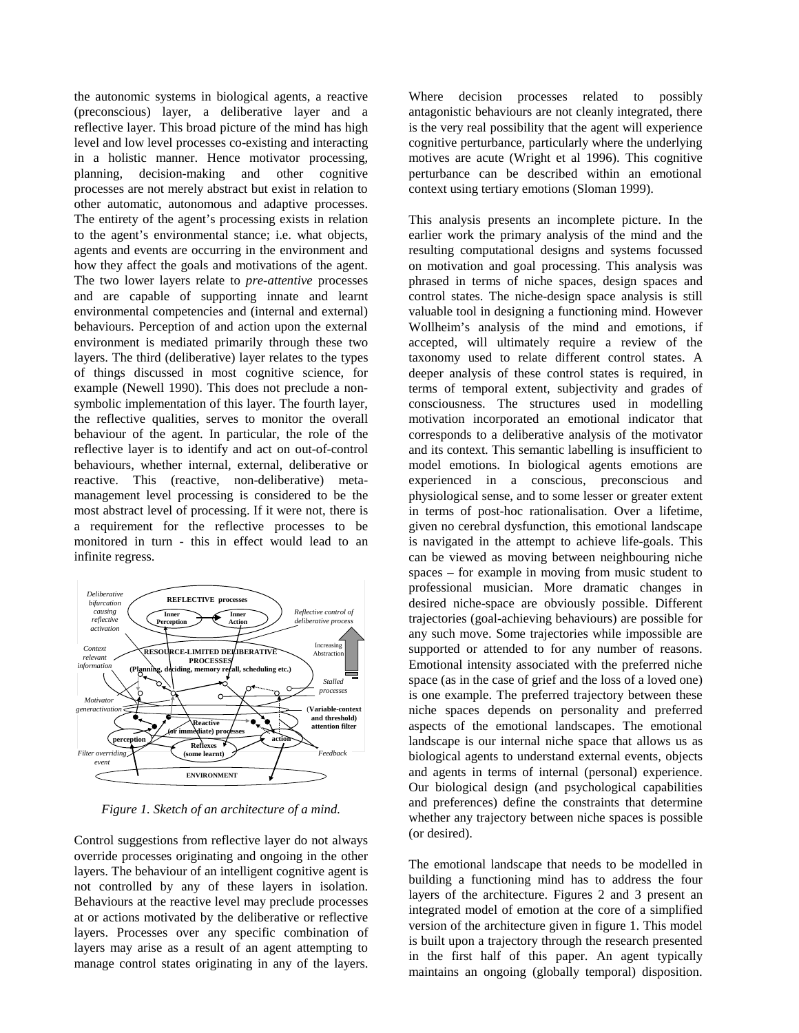the autonomic systems in biological agents, a reactive (preconscious) layer, a deliberative layer and a reflective layer. This broad picture of the mind has high level and low level processes co-existing and interacting in a holistic manner. Hence motivator processing, planning, decision-making and other cognitive processes are not merely abstract but exist in relation to other automatic, autonomous and adaptive processes. The entirety of the agent's processing exists in relation to the agent's environmental stance; i.e. what objects, agents and events are occurring in the environment and how they affect the goals and motivations of the agent. The two lower layers relate to *pre-attentive* processes and are capable of supporting innate and learnt environmental competencies and (internal and external) behaviours. Perception of and action upon the external environment is mediated primarily through these two layers. The third (deliberative) layer relates to the types of things discussed in most cognitive science, for example (Newell 1990). This does not preclude a non-symbolic implementation of this layer. The fourth layer, the reflective qualities, serves to monitor the overall behaviour of the agent. In particular, the role of the reflective layer is to identify and act on out-of-control behaviours, whether internal, external, deliberative or reactive. This (reactive, non-deliberative) meta-management level processing is considered to be the most abstract level of processing. If it were not, there is a requirement for the reflective processes to be monitored in turn - this in effect would lead to an infinite regress.

*Figure 1. Sketch of an architecture of a mind.*

Control suggestions from reflective layer do not always override processes originating and ongoing in the other layers. The behaviour of an intelligent cognitive agent is not controlled by any of these layers in isolation. Behaviours at the reactive level may preclude processes at or actions motivated by the deliberative or reflective layers. Processes over any specific combination of layers may arise as a result of an agent attempting to manage control states originating in any of the layers. Where decision processes related to possibly antagonistic behaviours are not cleanly integrated, there is the very real possibility that the agent will experience cognitive perturbance, particularly where the underlying motives are acute (Wright et al 1996). This cognitive perturbance can be described within an emotional context using tertiary emotions (Sloman 1999).

This analysis presents an incomplete picture. In the earlier work the primary analysis of the mind and the resulting computational designs and systems focussed on motivation and goal processing. This analysis was phrased in terms of niche spaces, design spaces and control states. The niche-design space analysis is still valuable tool in designing a functioning mind. However Wollheim's analysis of the mind and emotions, if accepted, will ultimately require a review of the taxonomy used to relate different control states. A deeper analysis of these control states is required, in terms of temporal extent, subjectivity and grades of consciousness. The structures used in modelling motivation incorporated an emotional indicator that corresponds to a deliberative analysis of the motivator and its context. This semantic labelling is insufficient to model emotions. In biological agents emotions are experienced in a conscious, preconscious and physiological sense, and to some lesser or greater extent in terms of post-hoc rationalisation. Over a lifetime, given no cerebral dysfunction, this emotional landscape is navigated in the attempt to achieve life-goals. This can be viewed as moving between neighbouring niche spaces – for example in moving from music student to professional musician. More dramatic changes in desired niche-space are obviously possible. Different trajectories (goal-achieving behaviours) are possible for any such move. Some trajectories while impossible are supported or attended to for any number of reasons. Emotional intensity associated with the preferred niche space (as in the case of grief and the loss of a loved one) is one example. The preferred trajectory between these niche spaces depends on personality and preferred aspects of the emotional landscapes. The emotional landscape is our internal niche space that allows us as biological agents to understand external events, objects and agents in terms of internal (personal) experience. Our biological design (and psychological capabilities and preferences) define the constraints that determine whether any trajectory between niche spaces is possible (or desired).

The emotional landscape that needs to be modelled in building a functioning mind has to address the four layers of the architecture. Figures 2 and 3 present an integrated model of emotion at the core of a simplified version of the architecture given in figure 1. This model is built upon a trajectory through the research presented in the first half of this paper. An agent typically maintains an ongoing (globally temporal) disposition.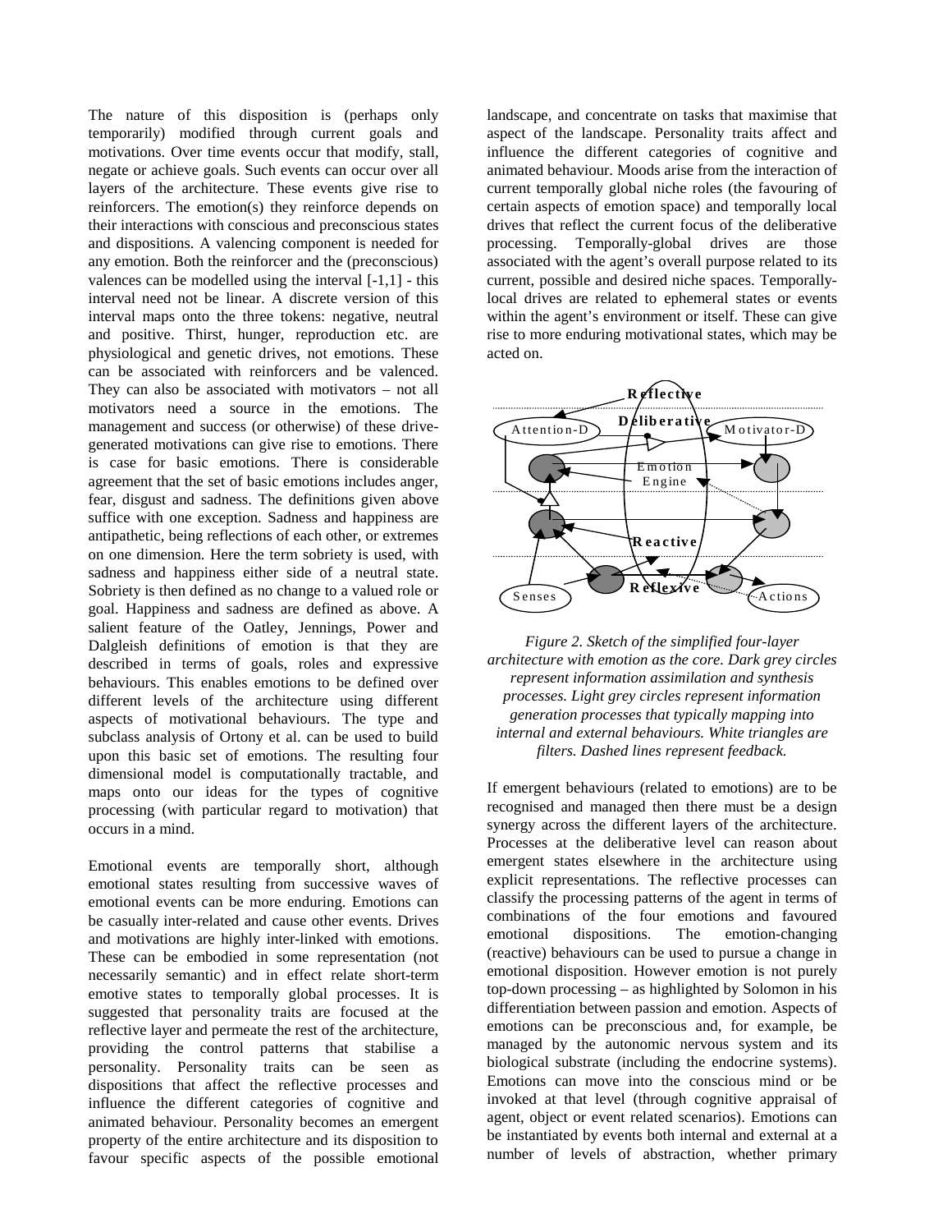The nature of this disposition is (perhaps only temporarily) modified through current goals and motivations. Over time events occur that modify, stall, negate or achieve goals. Such events can occur over all layers of the architecture. These events give rise to reinforcers. The emotion(s) they reinforce depends on their interactions with conscious and preconscious states and dispositions. A valencing component is needed for any emotion. Both the reinforcer and the (preconscious) valences can be modelled using the interval [-1,1] - this interval need not be linear. A discrete version of this interval maps onto the three tokens: negative, neutral and positive. Thirst, hunger, reproduction etc. are physiological and genetic drives, not emotions. These can be associated with reinforcers and be valenced. They can also be associated with motivators – not all motivators need a source in the emotions. The management and success (or otherwise) of these drive-generated motivations can give rise to emotions. There is case for basic emotions. There is considerable agreement that the set of basic emotions includes anger, fear, disgust and sadness. The definitions given above suffice with one exception. Sadness and happiness are antipathetic, being reflections of each other, or extremes on one dimension. Here the term sobriety is used, with sadness and happiness either side of a neutral state. Sobriety is then defined as no change to a valued role or goal. Happiness and sadness are defined as above. A salient feature of the Oatley, Jennings, Power and Dalgleish definitions of emotion is that they are described in terms of goals, roles and expressive behaviours. This enables emotions to be defined over different levels of the architecture using different aspects of motivational behaviours. The type and subclass analysis of Ortony et al. can be used to build upon this basic set of emotions. The resulting four dimensional model is computationally tractable, and maps onto our ideas for the types of cognitive processing (with particular regard to motivation) that occurs in a mind.

Emotional events are temporally short, although emotional states resulting from successive waves of emotional events can be more enduring. Emotions can be casually inter-related and cause other events. Drives and motivations are highly inter-linked with emotions. These can be embodied in some representation (not necessarily semantic) and in effect relate short-term emotive states to temporally global processes. It is suggested that personality traits are focused at the reflective layer and permeate the rest of the architecture, providing the control patterns that stabilise a personality. Personality traits can be seen as dispositions that affect the reflective processes and influence the different categories of cognitive and animated behaviour. Personality becomes an emergent property of the entire architecture and its disposition to favour specific aspects of the possible emotional landscape, and concentrate on tasks that maximise that aspect of the landscape. Personality traits affect and influence the different categories of cognitive and animated behaviour. Moods arise from the interaction of current temporally global niche roles (the favouring of certain aspects of emotion space) and temporally local drives that reflect the current focus of the deliberative processing. Temporally-global drives are those associated with the agent's overall purpose related to its current, possible and desired niche spaces. Temporally-local drives are related to ephemeral states or events within the agent's environment or itself. These can give rise to more enduring motivational states, which may be acted on.

*Figure 2. Sketch of the simplified four-layer architecture with emotion as the core. Dark grey circles represent information assimilation and synthesis processes. Light grey circles represent information generation processes that typically mapping into internal and external behaviours. White triangles are filters. Dashed lines represent feedback.*

If emergent behaviours (related to emotions) are to be recognised and managed then there must be a design synergy across the different layers of the architecture. Processes at the deliberative level can reason about emergent states elsewhere in the architecture using explicit representations. The reflective processes can classify the processing patterns of the agent in terms of combinations of the four emotions and favoured emotional dispositions. The emotion-changing (reactive) behaviours can be used to pursue a change in emotional disposition. However emotion is not purely top-down processing – as highlighted by Solomon in his differentiation between passion and emotion. Aspects of emotions can be preconscious and, for example, be managed by the autonomic nervous system and its biological substrate (including the endocrine systems). Emotions can move into the conscious mind or be invoked at that level (through cognitive appraisal of agent, object or event related scenarios). Emotions can be instantiated by events both internal and external at a number of levels of abstraction, whether primary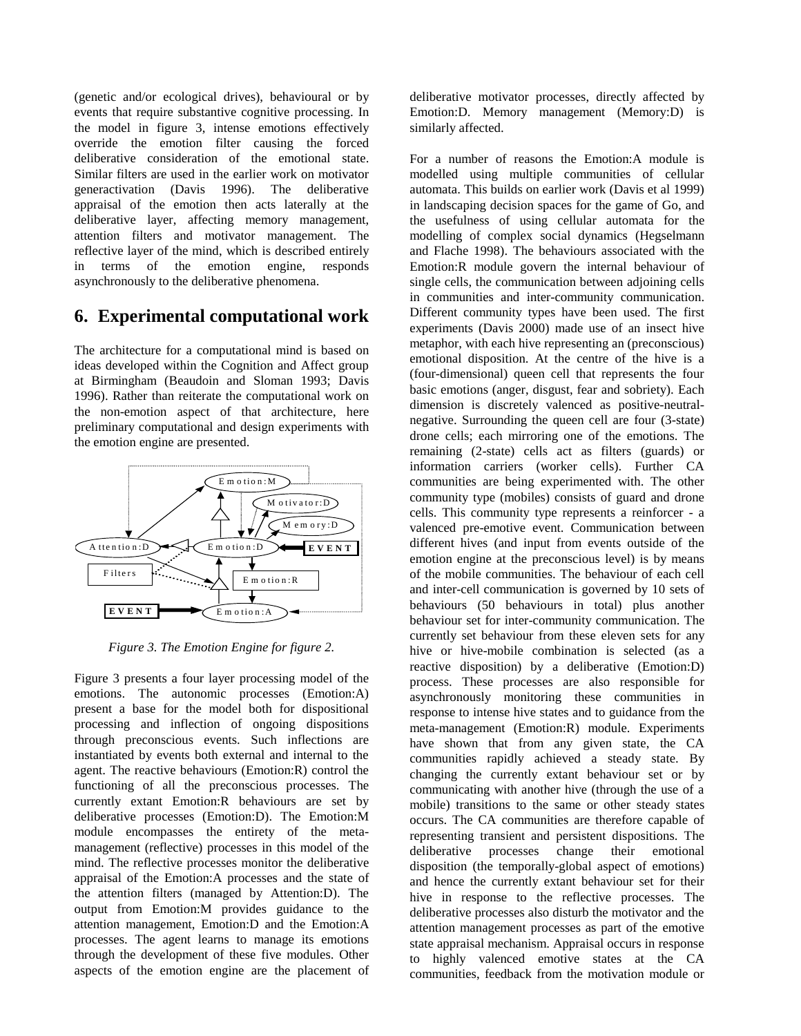(genetic and/or ecological drives), behavioural or by events that require substantive cognitive processing. In the model in figure 3, intense emotions effectively override the emotion filter causing the forced deliberative consideration of the emotional state. Similar filters are used in the earlier work on motivator generactivation (Davis 1996). The deliberative appraisal of the emotion then acts laterally at the deliberative layer, affecting memory management, attention filters and motivator management. The reflective layer of the mind, which is described entirely in terms of the emotion engine, responds asynchronously to the deliberative phenomena.

## 6. Experimental computational work

The architecture for a computational mind is based on ideas developed within the Cognition and Affect group at Birmingham (Beaudoin and Sloman 1993; Davis 1996). Rather than reiterate the computational work on the non-emotion aspect of that architecture, here preliminary computational and design experiments with the emotion engine are presented.

*Figure 3. The Emotion Engine for figure 2.*

Figure 3 presents a four layer processing model of the emotions. The autonomic processes (Emotion:A) present a base for the model both for dispositional processing and inflection of ongoing dispositions through preconscious events. Such inflections are instantiated by events both external and internal to the agent. The reactive behaviours (Emotion:R) control the functioning of all the preconscious processes. The currently extant Emotion:R behaviours are set by deliberative processes (Emotion:D). The Emotion:M module encompasses the entirety of the meta-management (reflective) processes in this model of the mind. The reflective processes monitor the deliberative appraisal of the Emotion:A processes and the state of the attention filters (managed by Attention:D). The output from Emotion:M provides guidance to the attention management, Emotion:D and the Emotion:A processes. The agent learns to manage its emotions through the development of these five modules. Other aspects of the emotion engine are the placement of deliberative motivator processes, directly affected by Emotion:D. Memory management (Memory:D) is similarly affected.

For a number of reasons the Emotion:A module is modelled using multiple communities of cellular automata. This builds on earlier work (Davis et al 1999) in landscaping decision spaces for the game of Go, and the usefulness of using cellular automata for the modelling of complex social dynamics (Hegselmann and Flache 1998). The behaviours associated with the Emotion:R module govern the internal behaviour of single cells, the communication between adjoining cells in communities and inter-community communication. Different community types have been used. The first experiments (Davis 2000) made use of an insect hive metaphor, with each hive representing an (preconscious) emotional disposition. At the centre of the hive is a (four-dimensional) queen cell that represents the four basic emotions (anger, disgust, fear and sobriety). Each dimension is discretely valenced as positive-neutral-negative. Surrounding the queen cell are four (3-state) drone cells; each mirroring one of the emotions. The remaining (2-state) cells act as filters (guards) or information carriers (worker cells). Further CA communities are being experimented with. The other community type (mobiles) consists of guard and drone cells. This community type represents a reinforcer - a valenced pre-emotive event. Communication between different hives (and input from events outside of the emotion engine at the preconscious level) is by means of the mobile communities. The behaviour of each cell and inter-cell communication is governed by 10 sets of behaviours (50 behaviours in total) plus another behaviour set for inter-community communication. The currently set behaviour from these eleven sets for any hive or hive-mobile combination is selected (as a reactive disposition) by a deliberative (Emotion:D) process. These processes are also responsible for asynchronously monitoring these communities in response to intense hive states and to guidance from the meta-management (Emotion:R) module. Experiments have shown that from any given state, the CA communities rapidly achieved a steady state. By changing the currently extant behaviour set or by communicating with another hive (through the use of a mobile) transitions to the same or other steady states occurs. The CA communities are therefore capable of representing transient and persistent dispositions. The deliberative processes change their emotional disposition (the temporally-global aspect of emotions) and hence the currently extant behaviour set for their hive in response to the reflective processes. The deliberative processes also disturb the motivator and the attention management processes as part of the emotive state appraisal mechanism. Appraisal occurs in response to highly valenced emotive states at the CA communities, feedback from the motivation module or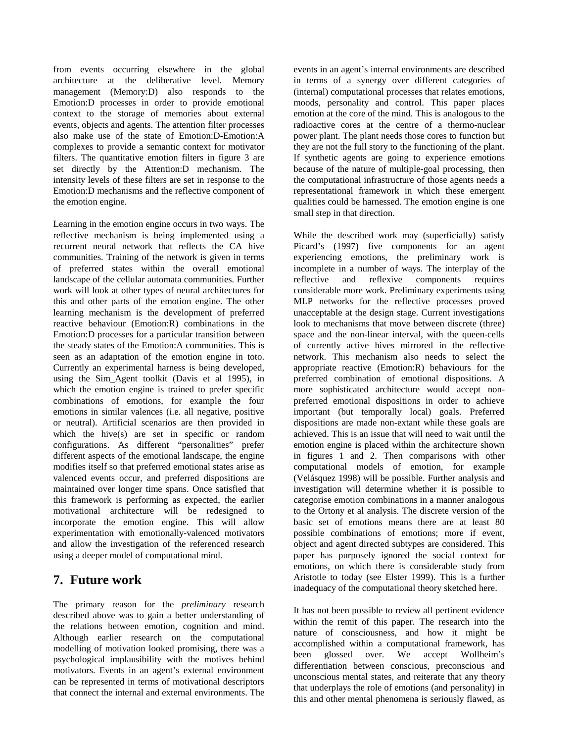from events occurring elsewhere in the global architecture at the deliberative level. Memory management (Memory:D) also responds to the Emotion:D processes in order to provide emotional context to the storage of memories about external events, objects and agents. The attention filter processes also make use of the state of Emotion:D-Emotion:A complexes to provide a semantic context for motivator filters. The quantitative emotion filters in figure 3 are set directly by the Attention:D mechanism. The intensity levels of these filters are set in response to the Emotion:D mechanisms and the reflective component of the emotion engine.

Learning in the emotion engine occurs in two ways. The reflective mechanism is being implemented using a recurrent neural network that reflects the CA hive communities. Training of the network is given in terms of preferred states within the overall emotional landscape of the cellular automata communities. Further work will look at other types of neural architectures for this and other parts of the emotion engine. The other learning mechanism is the development of preferred reactive behaviour (Emotion:R) combinations in the Emotion:D processes for a particular transition between the steady states of the Emotion:A communities. This is seen as an adaptation of the emotion engine in toto. Currently an experimental harness is being developed, using the Sim_Agent toolkit (Davis et al 1995), in which the emotion engine is trained to prefer specific combinations of emotions, for example the four emotions in similar valences (i.e. all negative, positive or neutral). Artificial scenarios are then provided in which the hive(s) are set in specific or random configurations. As different "personalities" prefer different aspects of the emotional landscape, the engine modifies itself so that preferred emotional states arise as valenced events occur, and preferred dispositions are maintained over longer time spans. Once satisfied that this framework is performing as expected, the earlier motivational architecture will be redesigned to incorporate the emotion engine. This will allow experimentation with emotionally-valenced motivators and allow the investigation of the referenced research using a deeper model of computational mind.

## 7. Future work

The primary reason for the *preliminary* research described above was to gain a better understanding of the relations between emotion, cognition and mind. Although earlier research on the computational modelling of motivation looked promising, there was a psychological implausibility with the motives behind motivators. Events in an agent's external environment can be represented in terms of motivational descriptors that connect the internal and external environments. The events in an agent's internal environments are described in terms of a synergy over different categories of (internal) computational processes that relates emotions, moods, personality and control. This paper places emotion at the core of the mind. This is analogous to the radioactive cores at the centre of a thermo-nuclear power plant. The plant needs those cores to function but they are not the full story to the functioning of the plant. If synthetic agents are going to experience emotions because of the nature of multiple-goal processing, then the computational infrastructure of those agents needs a representational framework in which these emergent qualities could be harnessed. The emotion engine is one small step in that direction.

While the described work may (superficially) satisfy Picard's (1997) five components for an agent experiencing emotions, the preliminary work is incomplete in a number of ways. The interplay of the reflective and reflexive components requires considerable more work. Preliminary experiments using MLP networks for the reflective processes proved unacceptable at the design stage. Current investigations look to mechanisms that move between discrete (three) space and the non-linear interval, with the queen-cells of currently active hives mirrored in the reflective network. This mechanism also needs to select the appropriate reactive (Emotion:R) behaviours for the preferred combination of emotional dispositions. A more sophisticated architecture would accept non-preferred emotional dispositions in order to achieve important (but temporally local) goals. Preferred dispositions are made non-extant while these goals are achieved. This is an issue that will need to wait until the emotion engine is placed within the architecture shown in figures 1 and 2. Then comparisons with other computational models of emotion, for example (Velásquez 1998) will be possible. Further analysis and investigation will determine whether it is possible to categorise emotion combinations in a manner analogous to the Ortony et al analysis. The discrete version of the basic set of emotions means there are at least 80 possible combinations of emotions; more if event, object and agent directed subtypes are considered. This paper has purposely ignored the social context for emotions, on which there is considerable study from Aristotle to today (see Elster 1999). This is a further inadequacy of the computational theory sketched here.

It has not been possible to review all pertinent evidence within the remit of this paper. The research into the nature of consciousness, and how it might be accomplished within a computational framework, has been glossed over. We accept Wollheim's differentiation between conscious, preconscious and unconscious mental states, and reiterate that any theory that underplays the role of emotions (and personality) in this and other mental phenomena is seriously flawed, as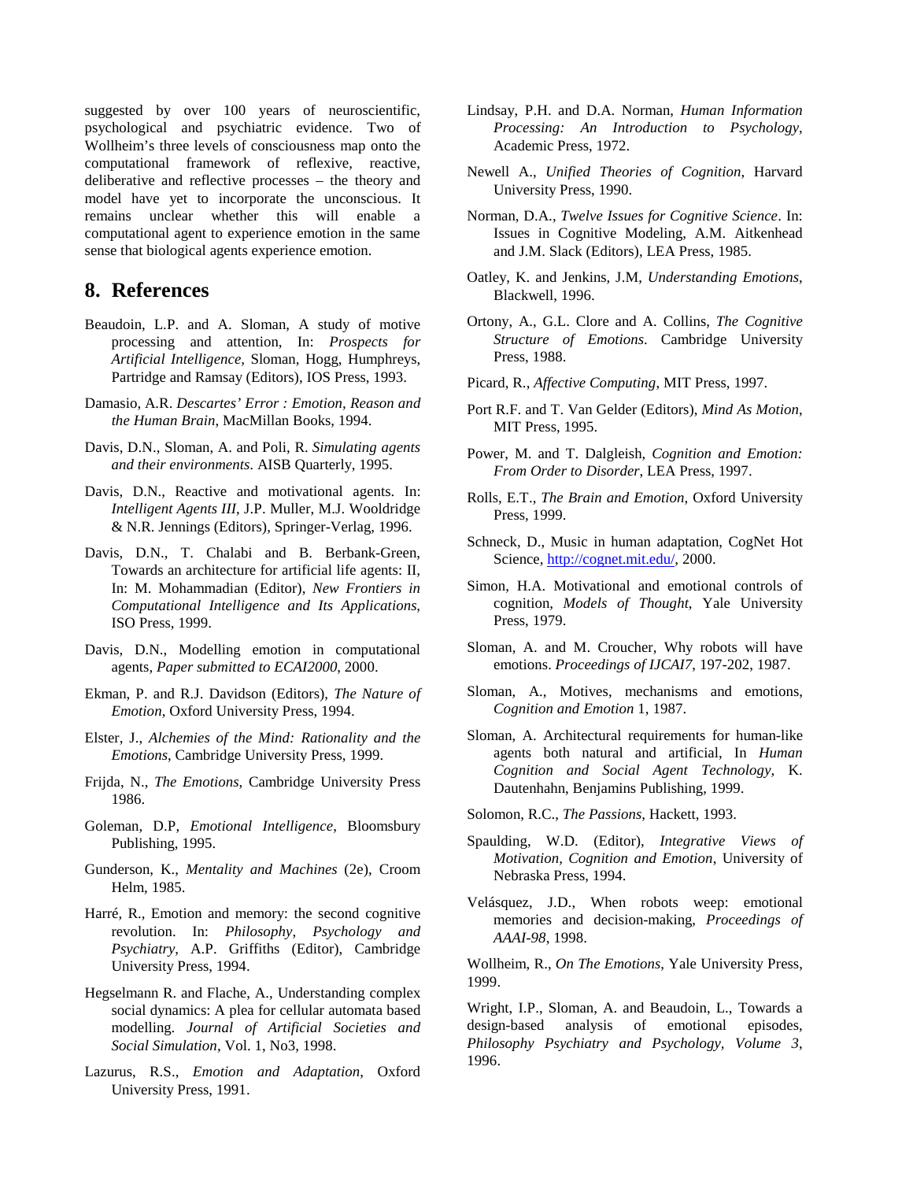suggested by over 100 years of neuroscientific, psychological and psychiatric evidence. Two of Wollheim's three levels of consciousness map onto the computational framework of reflexive, reactive, deliberative and reflective processes – the theory and model have yet to incorporate the unconscious. It remains unclear whether this will enable a computational agent to experience emotion in the same sense that biological agents experience emotion.

## 8. References

Beaudoin, L.P. and A. Sloman, A study of motive processing and attention, In: *Prospects for Artificial Intelligence*, Sloman, Hogg, Humphreys, Partridge and Ramsay (Editors), IOS Press, 1993.

Damasio, A.R. *Descartes' Error : Emotion, Reason and the Human Brain*, MacMillan Books, 1994.

Davis, D.N., Sloman, A. and Poli, R. *Simulating agents and their environments*. AISB Quarterly, 1995.

Davis, D.N., Reactive and motivational agents. In: *Intelligent Agents III*, J.P. Muller, M.J. Wooldridge & N.R. Jennings (Editors), Springer-Verlag, 1996.

Davis, D.N., T. Chalabi and B. Berbank-Green, Towards an architecture for artificial life agents: II, In: M. Mohammadian (Editor), *New Frontiers in Computational Intelligence and Its Applications*, ISO Press, 1999.

Davis, D.N., Modelling emotion in computational agents, *Paper submitted to ECAI2000*, 2000.

Ekman, P. and R.J. Davidson (Editors), *The Nature of Emotion*, Oxford University Press, 1994.

Elster, J., *Alchemies of the Mind: Rationality and the Emotions*, Cambridge University Press, 1999.

Frijda, N., *The Emotions*, Cambridge University Press 1986.

Goleman, D.P, *Emotional Intelligence*, Bloomsbury Publishing, 1995.

Gunderson, K., *Mentality and Machines* (2e), Croom Helm, 1985.

Harré, R., Emotion and memory: the second cognitive revolution. In: *Philosophy, Psychology and Psychiatry*, A.P. Griffiths (Editor), Cambridge University Press, 1994.

Hegselmann R. and Flache, A., Understanding complex social dynamics: A plea for cellular automata based modelling. *Journal of Artificial Societies and Social Simulation*, Vol. 1, No3, 1998.

Lazurus, R.S., *Emotion and Adaptation*, Oxford University Press, 1991.

Lindsay, P.H. and D.A. Norman, *Human Information Processing: An Introduction to Psychology*, Academic Press, 1972.

Newell A., *Unified Theories of Cognition*, Harvard University Press, 1990.

Norman, D.A., *Twelve Issues for Cognitive Science*. In: Issues in Cognitive Modeling, A.M. Aitkenhead and J.M. Slack (Editors), LEA Press, 1985.

Oatley, K. and Jenkins, J.M, *Understanding Emotions*, Blackwell, 1996.

Ortony, A., G.L. Clore and A. Collins, *The Cognitive Structure of Emotions*. Cambridge University Press, 1988.

Picard, R., *Affective Computing*, MIT Press, 1997.

Port R.F. and T. Van Gelder (Editors), *Mind As Motion*, MIT Press, 1995.

Power, M. and T. Dalgleish, *Cognition and Emotion: From Order to Disorder*, LEA Press, 1997.

Rolls, E.T., *The Brain and Emotion*, Oxford University Press, 1999.

Schneck, D., Music in human adaptation, CogNet Hot Science, http://cognet.mit.edu/, 2000.

Simon, H.A. Motivational and emotional controls of cognition, *Models of Thought*, Yale University Press, 1979.

Sloman, A. and M. Croucher, Why robots will have emotions. *Proceedings of IJCAI7*, 197-202, 1987.

Sloman, A., Motives, mechanisms and emotions, *Cognition and Emotion* 1, 1987.

Sloman, A. Architectural requirements for human-like agents both natural and artificial, In *Human Cognition and Social Agent Technology*, K. Dautenhahn, Benjamins Publishing, 1999.

Solomon, R.C., *The Passions*, Hackett, 1993.

Spaulding, W.D. (Editor), *Integrative Views of Motivation, Cognition and Emotion*, University of Nebraska Press, 1994.

Velásquez, J.D., When robots weep: emotional memories and decision-making, *Proceedings of AAAI-98*, 1998.

Wollheim, R., *On The Emotions*, Yale University Press, 1999.

Wright, I.P., Sloman, A. and Beaudoin, L., Towards a design-based analysis of emotional episodes, *Philosophy Psychiatry and Psychology, Volume 3*, 1996.